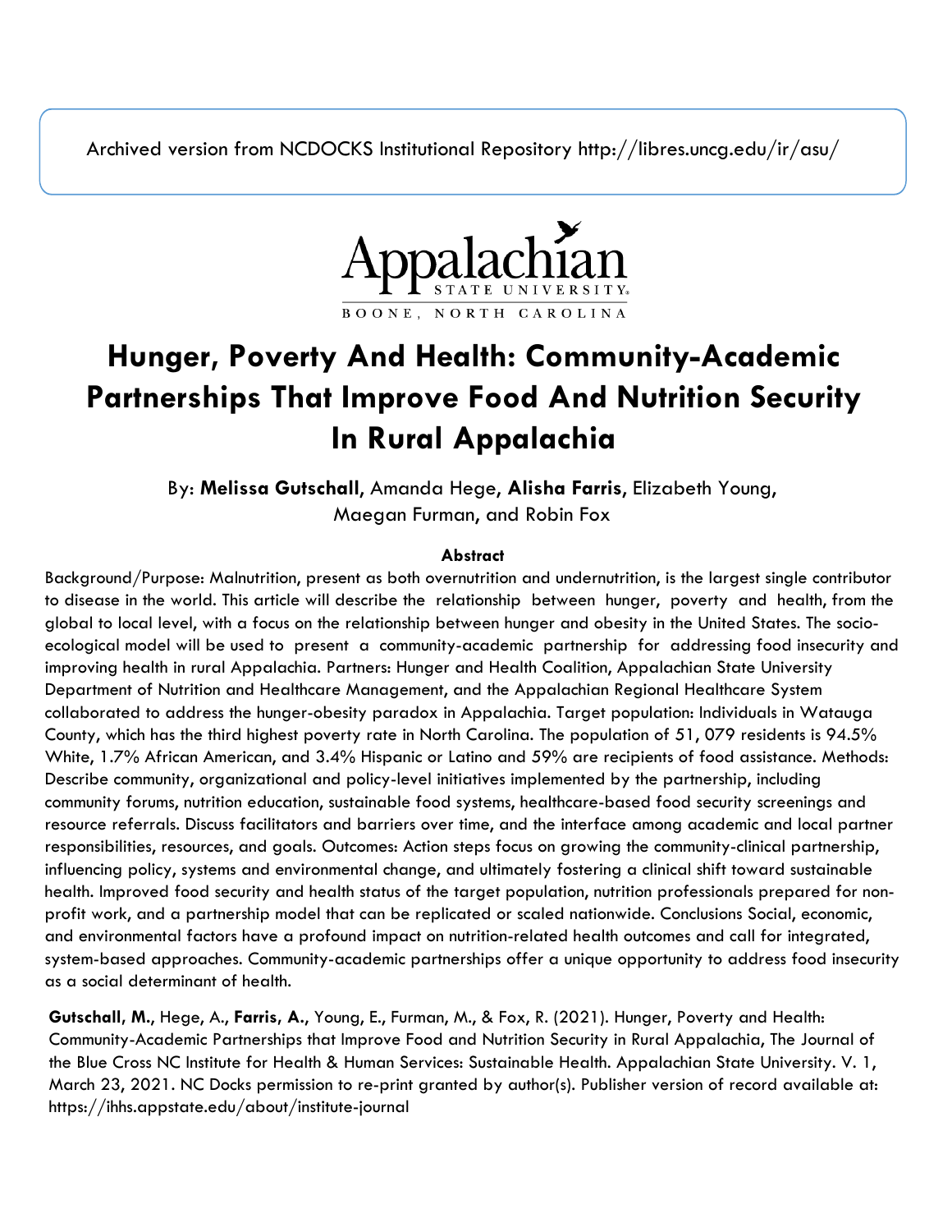Archived version from NCDOCKS Institutional Repository http://libres.uncg.edu/ir/asu/

Appalachian STATE UNIVERSITY. BOONE, NORTH CAROLINA

# Hunger, Poverty And Health: Community-Academic Partnerships That Improve Food And Nutrition Security In Rural Appalachia

By: **Melissa Gutschall**, Amanda Hege, **Alisha Farris**, Elizabeth Young, Maegan Furman, and Robin Fox

**Abstract**

Background/Purpose: Malnutrition, present as both overnutrition and undernutrition, is the largest single contributor to disease in the world. This article will describe the relationship between hunger, poverty and health, from the global to local level, with a focus on the relationship between hunger and obesity in the United States. The socio-ecological model will be used to present a community-academic partnership for addressing food insecurity and improving health in rural Appalachia. Partners: Hunger and Health Coalition, Appalachian State University Department of Nutrition and Healthcare Management, and the Appalachian Regional Healthcare System collaborated to address the hunger-obesity paradox in Appalachia. Target population: Individuals in Watauga County, which has the third highest poverty rate in North Carolina. The population of 51, 079 residents is 94.5% White, 1.7% African American, and 3.4% Hispanic or Latino and 59% are recipients of food assistance. Methods: Describe community, organizational and policy-level initiatives implemented by the partnership, including community forums, nutrition education, sustainable food systems, healthcare-based food security screenings and resource referrals. Discuss facilitators and barriers over time, and the interface among academic and local partner responsibilities, resources, and goals. Outcomes: Action steps focus on growing the community-clinical partnership, influencing policy, systems and environmental change, and ultimately fostering a clinical shift toward sustainable health. Improved food security and health status of the target population, nutrition professionals prepared for non-profit work, and a partnership model that can be replicated or scaled nationwide. Conclusions Social, economic, and environmental factors have a profound impact on nutrition-related health outcomes and call for integrated, system-based approaches. Community-academic partnerships offer a unique opportunity to address food insecurity as a social determinant of health.

**Gutschall, M.**, Hege, A., **Farris, A.**, Young, E., Furman, M., & Fox, R. (2021). Hunger, Poverty and Health: Community-Academic Partnerships that Improve Food and Nutrition Security in Rural Appalachia, The Journal of the Blue Cross NC Institute for Health & Human Services: Sustainable Health. Appalachian State University. V. 1, March 23, 2021. NC Docks permission to re-print granted by author(s). Publisher version of record available at: https://ihhs.appstate.edu/about/institute-journal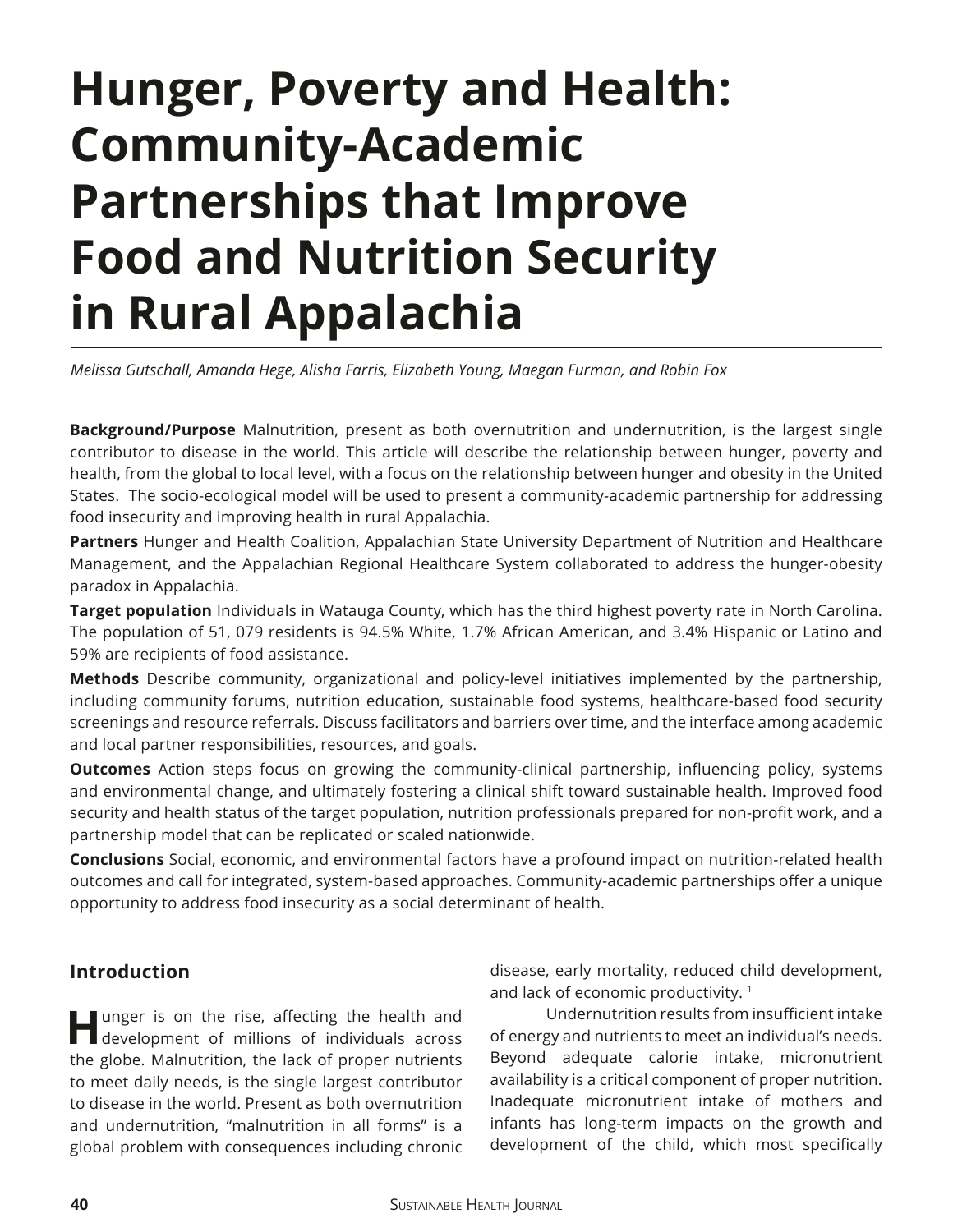# Hunger, Poverty and Health: Community-Academic Partnerships that Improve Food and Nutrition Security in Rural Appalachia

*Melissa Gutschall, Amanda Hege, Alisha Farris, Elizabeth Young, Maegan Furman, and Robin Fox*

**Background/Purpose** Malnutrition, present as both overnutrition and undernutrition, is the largest single contributor to disease in the world. This article will describe the relationship between hunger, poverty and health, from the global to local level, with a focus on the relationship between hunger and obesity in the United States. The socio-ecological model will be used to present a community-academic partnership for addressing food insecurity and improving health in rural Appalachia.

**Partners** Hunger and Health Coalition, Appalachian State University Department of Nutrition and Healthcare Management, and the Appalachian Regional Healthcare System collaborated to address the hunger-obesity paradox in Appalachia.

**Target population** Individuals in Watauga County, which has the third highest poverty rate in North Carolina. The population of 51, 079 residents is 94.5% White, 1.7% African American, and 3.4% Hispanic or Latino and 59% are recipients of food assistance.

**Methods** Describe community, organizational and policy-level initiatives implemented by the partnership, including community forums, nutrition education, sustainable food systems, healthcare-based food security screenings and resource referrals. Discuss facilitators and barriers over time, and the interface among academic and local partner responsibilities, resources, and goals.

**Outcomes** Action steps focus on growing the community-clinical partnership, influencing policy, systems and environmental change, and ultimately fostering a clinical shift toward sustainable health. Improved food security and health status of the target population, nutrition professionals prepared for non-profit work, and a partnership model that can be replicated or scaled nationwide.

**Conclusions** Social, economic, and environmental factors have a profound impact on nutrition-related health outcomes and call for integrated, system-based approaches. Community-academic partnerships offer a unique opportunity to address food insecurity as a social determinant of health.

## Introduction

Hunger is on the rise, affecting the health and development of millions of individuals across the globe. Malnutrition, the lack of proper nutrients to meet daily needs, is the single largest contributor to disease in the world. Present as both overnutrition and undernutrition, "malnutrition in all forms" is a global problem with consequences including chronic disease, early mortality, reduced child development, and lack of economic productivity. [1]

Undernutrition results from insufficient intake of energy and nutrients to meet an individual's needs. Beyond adequate calorie intake, micronutrient availability is a critical component of proper nutrition. Inadequate micronutrient intake of mothers and infants has long-term impacts on the growth and development of the child, which most specifically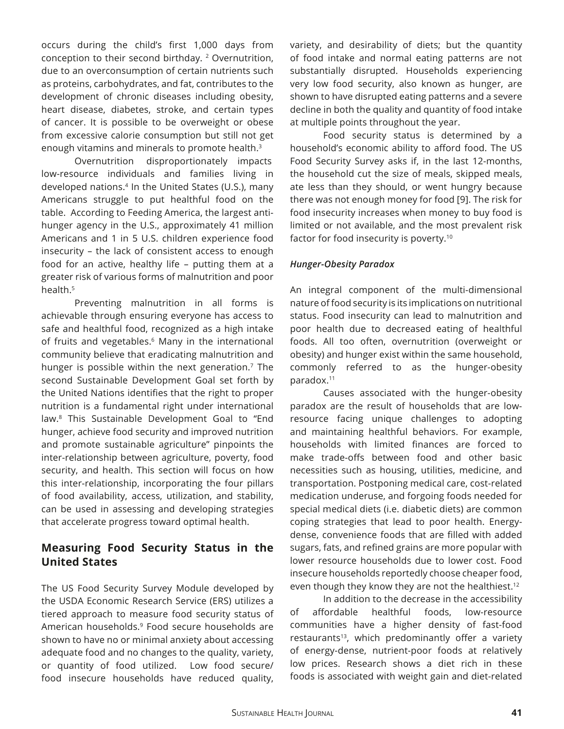occurs during the child's first 1,000 days from conception to their second birthday. [2] Overnutrition, due to an overconsumption of certain nutrients such as proteins, carbohydrates, and fat, contributes to the development of chronic diseases including obesity, heart disease, diabetes, stroke, and certain types of cancer. It is possible to be overweight or obese from excessive calorie consumption but still not get enough vitamins and minerals to promote health.[3]

Overnutrition disproportionately impacts low-resource individuals and families living in developed nations.[4] In the United States (U.S.), many Americans struggle to put healthful food on the table. According to Feeding America, the largest anti-hunger agency in the U.S., approximately 41 million Americans and 1 in 5 U.S. children experience food insecurity – the lack of consistent access to enough food for an active, healthy life – putting them at a greater risk of various forms of malnutrition and poor health.[5]

Preventing malnutrition in all forms is achievable through ensuring everyone has access to safe and healthful food, recognized as a high intake of fruits and vegetables.[6] Many in the international community believe that eradicating malnutrition and hunger is possible within the next generation.[7] The second Sustainable Development Goal set forth by the United Nations identifies that the right to proper nutrition is a fundamental right under international law.[8] This Sustainable Development Goal to "End hunger, achieve food security and improved nutrition and promote sustainable agriculture" pinpoints the inter-relationship between agriculture, poverty, food security, and health. This section will focus on how this inter-relationship, incorporating the four pillars of food availability, access, utilization, and stability, can be used in assessing and developing strategies that accelerate progress toward optimal health.

## Measuring Food Security Status in the United States

The US Food Security Survey Module developed by the USDA Economic Research Service (ERS) utilizes a tiered approach to measure food security status of American households.[9] Food secure households are shown to have no or minimal anxiety about accessing adequate food and no changes to the quality, variety, or quantity of food utilized. Low food secure/ food insecure households have reduced quality, variety, and desirability of diets; but the quantity of food intake and normal eating patterns are not substantially disrupted. Households experiencing very low food security, also known as hunger, are shown to have disrupted eating patterns and a severe decline in both the quality and quantity of food intake at multiple points throughout the year.

Food security status is determined by a household's economic ability to afford food. The US Food Security Survey asks if, in the last 12-months, the household cut the size of meals, skipped meals, ate less than they should, or went hungry because there was not enough money for food [9]. The risk for food insecurity increases when money to buy food is limited or not available, and the most prevalent risk factor for food insecurity is poverty.[10]

### *Hunger-Obesity Paradox*

An integral component of the multi-dimensional nature of food security is its implications on nutritional status. Food insecurity can lead to malnutrition and poor health due to decreased eating of healthful foods. All too often, overnutrition (overweight or obesity) and hunger exist within the same household, commonly referred to as the hunger-obesity paradox.[11]

Causes associated with the hunger-obesity paradox are the result of households that are low-resource facing unique challenges to adopting and maintaining healthful behaviors. For example, households with limited finances are forced to make trade-offs between food and other basic necessities such as housing, utilities, medicine, and transportation. Postponing medical care, cost-related medication underuse, and forgoing foods needed for special medical diets (i.e. diabetic diets) are common coping strategies that lead to poor health. Energy-dense, convenience foods that are filled with added sugars, fats, and refined grains are more popular with lower resource households due to lower cost. Food insecure households reportedly choose cheaper food, even though they know they are not the healthiest.[12]

In addition to the decrease in the accessibility of affordable healthful foods, low-resource communities have a higher density of fast-food restaurants[13], which predominantly offer a variety of energy-dense, nutrient-poor foods at relatively low prices. Research shows a diet rich in these foods is associated with weight gain and diet-related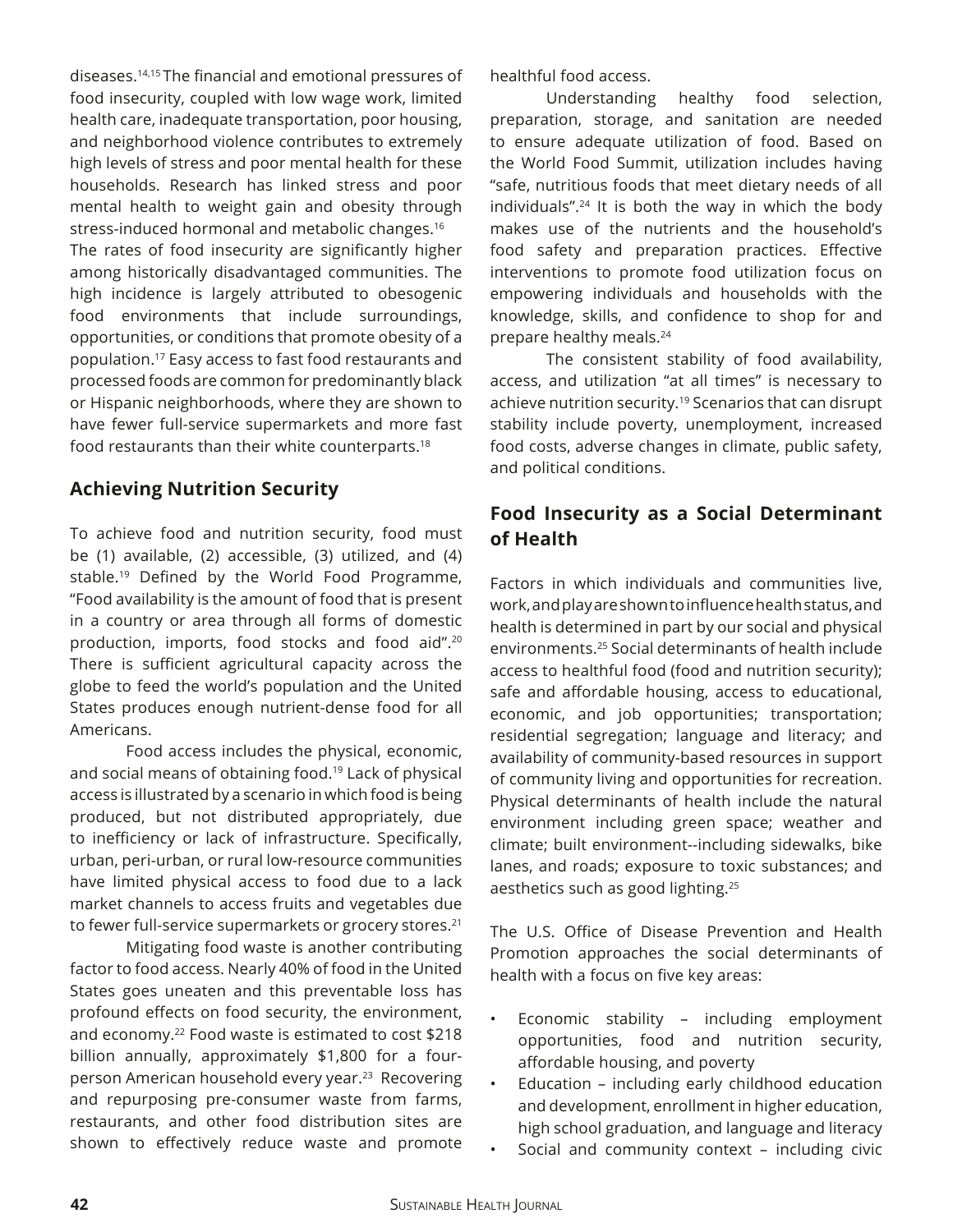diseases.[14,15] The financial and emotional pressures of food insecurity, coupled with low wage work, limited health care, inadequate transportation, poor housing, and neighborhood violence contributes to extremely high levels of stress and poor mental health for these households. Research has linked stress and poor mental health to weight gain and obesity through stress-induced hormonal and metabolic changes.[16]

The rates of food insecurity are significantly higher among historically disadvantaged communities. The high incidence is largely attributed to obesogenic food environments that include surroundings, opportunities, or conditions that promote obesity of a population.[17] Easy access to fast food restaurants and processed foods are common for predominantly black or Hispanic neighborhoods, where they are shown to have fewer full-service supermarkets and more fast food restaurants than their white counterparts.[18]

## Achieving Nutrition Security

To achieve food and nutrition security, food must be (1) available, (2) accessible, (3) utilized, and (4) stable.[19] Defined by the World Food Programme, "Food availability is the amount of food that is present in a country or area through all forms of domestic production, imports, food stocks and food aid".[20] There is sufficient agricultural capacity across the globe to feed the world's population and the United States produces enough nutrient-dense food for all Americans.

Food access includes the physical, economic, and social means of obtaining food.[19] Lack of physical access is illustrated by a scenario in which food is being produced, but not distributed appropriately, due to inefficiency or lack of infrastructure. Specifically, urban, peri-urban, or rural low-resource communities have limited physical access to food due to a lack market channels to access fruits and vegetables due to fewer full-service supermarkets or grocery stores.[21]

Mitigating food waste is another contributing factor to food access. Nearly 40% of food in the United States goes uneaten and this preventable loss has profound effects on food security, the environment, and economy.[22] Food waste is estimated to cost $218 billion annually, approximately $1,800 for a four-person American household every year.[23] Recovering and repurposing pre-consumer waste from farms, restaurants, and other food distribution sites are shown to effectively reduce waste and promote healthful food access.

Understanding healthy food selection, preparation, storage, and sanitation are needed to ensure adequate utilization of food. Based on the World Food Summit, utilization includes having "safe, nutritious foods that meet dietary needs of all individuals".[24] It is both the way in which the body makes use of the nutrients and the household's food safety and preparation practices. Effective interventions to promote food utilization focus on empowering individuals and households with the knowledge, skills, and confidence to shop for and prepare healthy meals.[24]

The consistent stability of food availability, access, and utilization "at all times" is necessary to achieve nutrition security.[19] Scenarios that can disrupt stability include poverty, unemployment, increased food costs, adverse changes in climate, public safety, and political conditions.

## Food Insecurity as a Social Determinant of Health

Factors in which individuals and communities live, work, and play are shown to influence health status, and health is determined in part by our social and physical environments.[25] Social determinants of health include access to healthful food (food and nutrition security); safe and affordable housing, access to educational, economic, and job opportunities; transportation; residential segregation; language and literacy; and availability of community-based resources in support of community living and opportunities for recreation. Physical determinants of health include the natural environment including green space; weather and climate; built environment--including sidewalks, bike lanes, and roads; exposure to toxic substances; and aesthetics such as good lighting.[25]

The U.S. Office of Disease Prevention and Health Promotion approaches the social determinants of health with a focus on five key areas:

- Economic stability – including employment opportunities, food and nutrition security, affordable housing, and poverty
- Education – including early childhood education and development, enrollment in higher education, high school graduation, and language and literacy
- Social and community context – including civic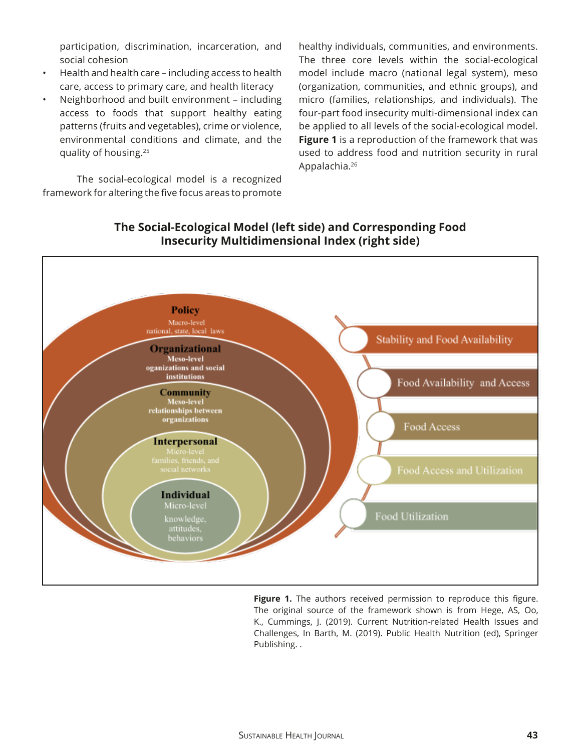participation, discrimination, incarceration, and social cohesion

- Health and health care – including access to health care, access to primary care, and health literacy
- Neighborhood and built environment – including access to foods that support healthy eating patterns (fruits and vegetables), crime or violence, environmental conditions and climate, and the quality of housing.[25]

The social-ecological model is a recognized framework for altering the five focus areas to promote healthy individuals, communities, and environments. The three core levels within the social-ecological model include macro (national legal system), meso (organization, communities, and ethnic groups), and micro (families, relationships, and individuals). The four-part food insecurity multi-dimensional index can be applied to all levels of the social-ecological model. **Figure 1** is a reproduction of the framework that was used to address food and nutrition security in rural Appalachia.[26]

**The Social-Ecological Model (left side) and Corresponding Food Insecurity Multidimensional Index (right side)**

**Figure 1.** The authors received permission to reproduce this figure. The original source of the framework shown is from Hege, AS, Oo, K., Cummings, J. (2019). Current Nutrition-related Health Issues and Challenges, In Barth, M. (2019). Public Health Nutrition (ed), Springer Publishing. .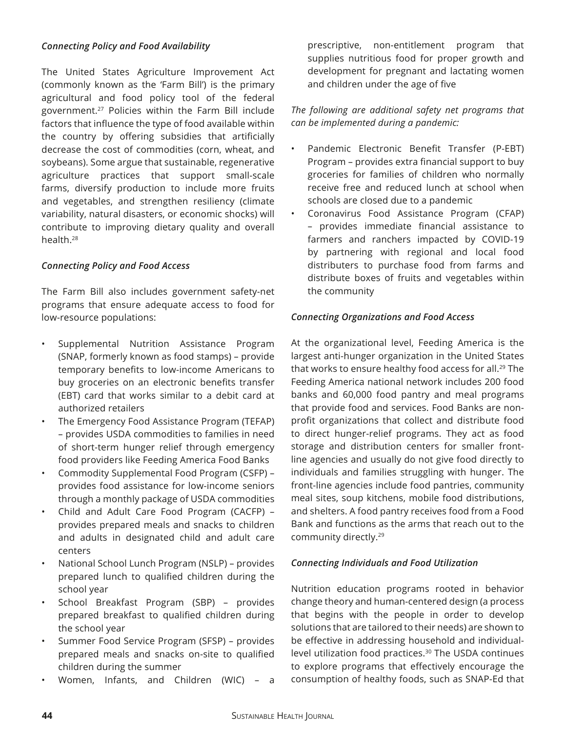*Connecting Policy and Food Availability*

The United States Agriculture Improvement Act (commonly known as the 'Farm Bill') is the primary agricultural and food policy tool of the federal government.[27] Policies within the Farm Bill include factors that influence the type of food available within the country by offering subsidies that artificially decrease the cost of commodities (corn, wheat, and soybeans). Some argue that sustainable, regenerative agriculture practices that support small-scale farms, diversify production to include more fruits and vegetables, and strengthen resiliency (climate variability, natural disasters, or economic shocks) will contribute to improving dietary quality and overall health.[28]

*Connecting Policy and Food Access*

The Farm Bill also includes government safety-net programs that ensure adequate access to food for low-resource populations:

- Supplemental Nutrition Assistance Program (SNAP, formerly known as food stamps) – provide temporary benefits to low-income Americans to buy groceries on an electronic benefits transfer (EBT) card that works similar to a debit card at authorized retailers
- The Emergency Food Assistance Program (TEFAP) – provides USDA commodities to families in need of short-term hunger relief through emergency food providers like Feeding America Food Banks
- Commodity Supplemental Food Program (CSFP) – provides food assistance for low-income seniors through a monthly package of USDA commodities
- Child and Adult Care Food Program (CACFP) – provides prepared meals and snacks to children and adults in designated child and adult care centers
- National School Lunch Program (NSLP) – provides prepared lunch to qualified children during the school year
- School Breakfast Program (SBP) – provides prepared breakfast to qualified children during the school year
- Summer Food Service Program (SFSP) – provides prepared meals and snacks on-site to qualified children during the summer
- Women, Infants, and Children (WIC) – a prescriptive, non-entitlement program that supplies nutritious food for proper growth and development for pregnant and lactating women and children under the age of five

*The following are additional safety net programs that can be implemented during a pandemic:*

- Pandemic Electronic Benefit Transfer (P-EBT) Program – provides extra financial support to buy groceries for families of children who normally receive free and reduced lunch at school when schools are closed due to a pandemic
- Coronavirus Food Assistance Program (CFAP) – provides immediate financial assistance to farmers and ranchers impacted by COVID-19 by partnering with regional and local food distributers to purchase food from farms and distribute boxes of fruits and vegetables within the community

*Connecting Organizations and Food Access*

At the organizational level, Feeding America is the largest anti-hunger organization in the United States that works to ensure healthy food access for all.[29] The Feeding America national network includes 200 food banks and 60,000 food pantry and meal programs that provide food and services. Food Banks are non-profit organizations that collect and distribute food to direct hunger-relief programs. They act as food storage and distribution centers for smaller front-line agencies and usually do not give food directly to individuals and families struggling with hunger. The front-line agencies include food pantries, community meal sites, soup kitchens, mobile food distributions, and shelters. A food pantry receives food from a Food Bank and functions as the arms that reach out to the community directly.[29]

*Connecting Individuals and Food Utilization*

Nutrition education programs rooted in behavior change theory and human-centered design (a process that begins with the people in order to develop solutions that are tailored to their needs) are shown to be effective in addressing household and individual-level utilization food practices.[30] The USDA continues to explore programs that effectively encourage the consumption of healthy foods, such as SNAP-Ed that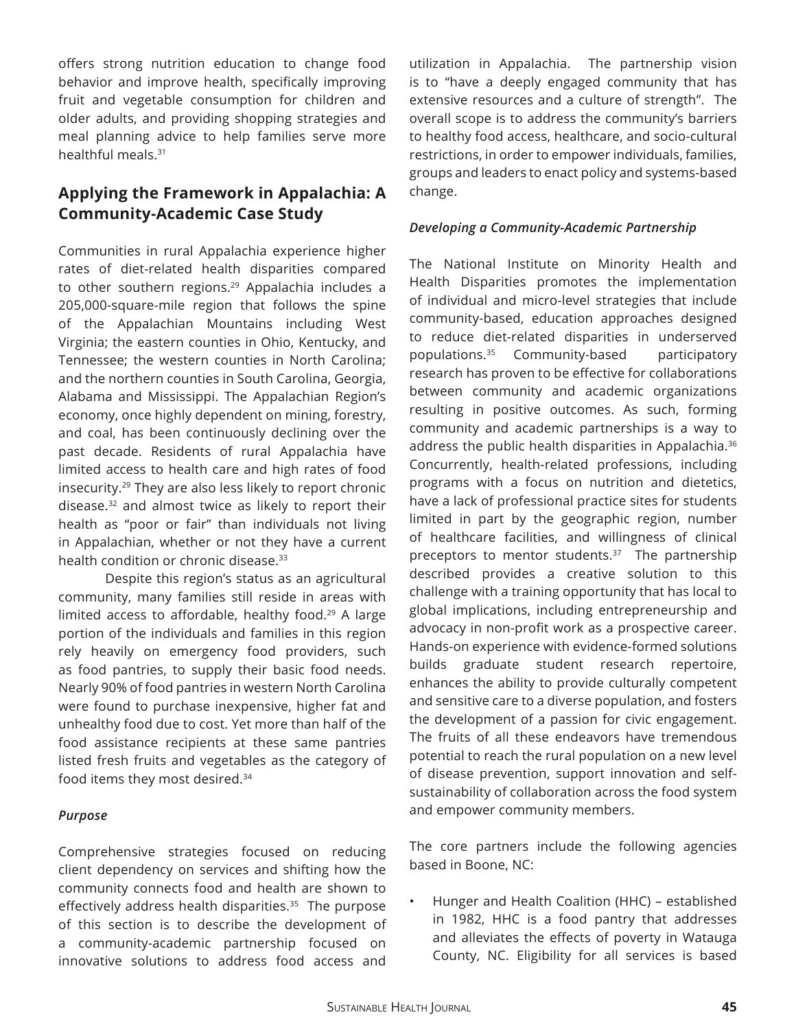offers strong nutrition education to change food behavior and improve health, specifically improving fruit and vegetable consumption for children and older adults, and providing shopping strategies and meal planning advice to help families serve more healthful meals.[31]

## Applying the Framework in Appalachia: A Community-Academic Case Study

Communities in rural Appalachia experience higher rates of diet-related health disparities compared to other southern regions.[29] Appalachia includes a 205,000-square-mile region that follows the spine of the Appalachian Mountains including West Virginia; the eastern counties in Ohio, Kentucky, and Tennessee; the western counties in North Carolina; and the northern counties in South Carolina, Georgia, Alabama and Mississippi. The Appalachian Region's economy, once highly dependent on mining, forestry, and coal, has been continuously declining over the past decade. Residents of rural Appalachia have limited access to health care and high rates of food insecurity.[29] They are also less likely to report chronic disease.[32] and almost twice as likely to report their health as "poor or fair" than individuals not living in Appalachian, whether or not they have a current health condition or chronic disease.[33]

Despite this region's status as an agricultural community, many families still reside in areas with limited access to affordable, healthy food.[29] A large portion of the individuals and families in this region rely heavily on emergency food providers, such as food pantries, to supply their basic food needs. Nearly 90% of food pantries in western North Carolina were found to purchase inexpensive, higher fat and unhealthy food due to cost. Yet more than half of the food assistance recipients at these same pantries listed fresh fruits and vegetables as the category of food items they most desired.[34]

### *Purpose*

Comprehensive strategies focused on reducing client dependency on services and shifting how the community connects food and health are shown to effectively address health disparities.[35] The purpose of this section is to describe the development of a community-academic partnership focused on innovative solutions to address food access and utilization in Appalachia. The partnership vision is to "have a deeply engaged community that has extensive resources and a culture of strength". The overall scope is to address the community's barriers to healthy food access, healthcare, and socio-cultural restrictions, in order to empower individuals, families, groups and leaders to enact policy and systems-based change.

### *Developing a Community-Academic Partnership*

The National Institute on Minority Health and Health Disparities promotes the implementation of individual and micro-level strategies that include community-based, education approaches designed to reduce diet-related disparities in underserved populations.[35] Community-based participatory research has proven to be effective for collaborations between community and academic organizations resulting in positive outcomes. As such, forming community and academic partnerships is a way to address the public health disparities in Appalachia.[36] Concurrently, health-related professions, including programs with a focus on nutrition and dietetics, have a lack of professional practice sites for students limited in part by the geographic region, number of healthcare facilities, and willingness of clinical preceptors to mentor students.[37] The partnership described provides a creative solution to this challenge with a training opportunity that has local to global implications, including entrepreneurship and advocacy in non-profit work as a prospective career. Hands-on experience with evidence-formed solutions builds graduate student research repertoire, enhances the ability to provide culturally competent and sensitive care to a diverse population, and fosters the development of a passion for civic engagement. The fruits of all these endeavors have tremendous potential to reach the rural population on a new level of disease prevention, support innovation and self-sustainability of collaboration across the food system and empower community members.

The core partners include the following agencies based in Boone, NC:

- Hunger and Health Coalition (HHC) – established in 1982, HHC is a food pantry that addresses and alleviates the effects of poverty in Watauga County, NC. Eligibility for all services is based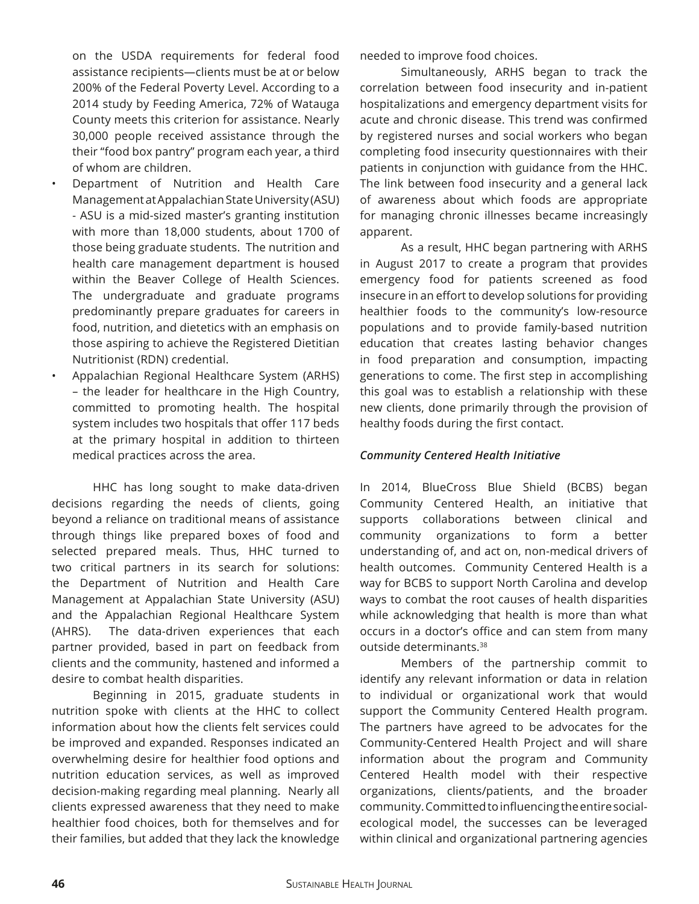on the USDA requirements for federal food assistance recipients—clients must be at or below 200% of the Federal Poverty Level. According to a 2014 study by Feeding America, 72% of Watauga County meets this criterion for assistance. Nearly 30,000 people received assistance through the their "food box pantry" program each year, a third of whom are children.

- Department of Nutrition and Health Care Management at Appalachian State University (ASU) - ASU is a mid-sized master's granting institution with more than 18,000 students, about 1700 of those being graduate students. The nutrition and health care management department is housed within the Beaver College of Health Sciences. The undergraduate and graduate programs predominantly prepare graduates for careers in food, nutrition, and dietetics with an emphasis on those aspiring to achieve the Registered Dietitian Nutritionist (RDN) credential.
- Appalachian Regional Healthcare System (ARHS) – the leader for healthcare in the High Country, committed to promoting health. The hospital system includes two hospitals that offer 117 beds at the primary hospital in addition to thirteen medical practices across the area.

HHC has long sought to make data-driven decisions regarding the needs of clients, going beyond a reliance on traditional means of assistance through things like prepared boxes of food and selected prepared meals. Thus, HHC turned to two critical partners in its search for solutions: the Department of Nutrition and Health Care Management at Appalachian State University (ASU) and the Appalachian Regional Healthcare System (AHRS). The data-driven experiences that each partner provided, based in part on feedback from clients and the community, hastened and informed a desire to combat health disparities.

Beginning in 2015, graduate students in nutrition spoke with clients at the HHC to collect information about how the clients felt services could be improved and expanded. Responses indicated an overwhelming desire for healthier food options and nutrition education services, as well as improved decision-making regarding meal planning. Nearly all clients expressed awareness that they need to make healthier food choices, both for themselves and for their families, but added that they lack the knowledge needed to improve food choices.

Simultaneously, ARHS began to track the correlation between food insecurity and in-patient hospitalizations and emergency department visits for acute and chronic disease. This trend was confirmed by registered nurses and social workers who began completing food insecurity questionnaires with their patients in conjunction with guidance from the HHC. The link between food insecurity and a general lack of awareness about which foods are appropriate for managing chronic illnesses became increasingly apparent.

As a result, HHC began partnering with ARHS in August 2017 to create a program that provides emergency food for patients screened as food insecure in an effort to develop solutions for providing healthier foods to the community's low-resource populations and to provide family-based nutrition education that creates lasting behavior changes in food preparation and consumption, impacting generations to come. The first step in accomplishing this goal was to establish a relationship with these new clients, done primarily through the provision of healthy foods during the first contact.

### *Community Centered Health Initiative*

In 2014, BlueCross Blue Shield (BCBS) began Community Centered Health, an initiative that supports collaborations between clinical and community organizations to form a better understanding of, and act on, non-medical drivers of health outcomes. Community Centered Health is a way for BCBS to support North Carolina and develop ways to combat the root causes of health disparities while acknowledging that health is more than what occurs in a doctor's office and can stem from many outside determinants.[38]

Members of the partnership commit to identify any relevant information or data in relation to individual or organizational work that would support the Community Centered Health program. The partners have agreed to be advocates for the Community-Centered Health Project and will share information about the program and Community Centered Health model with their respective organizations, clients/patients, and the broader community. Committed to influencing the entire social-ecological model, the successes can be leveraged within clinical and organizational partnering agencies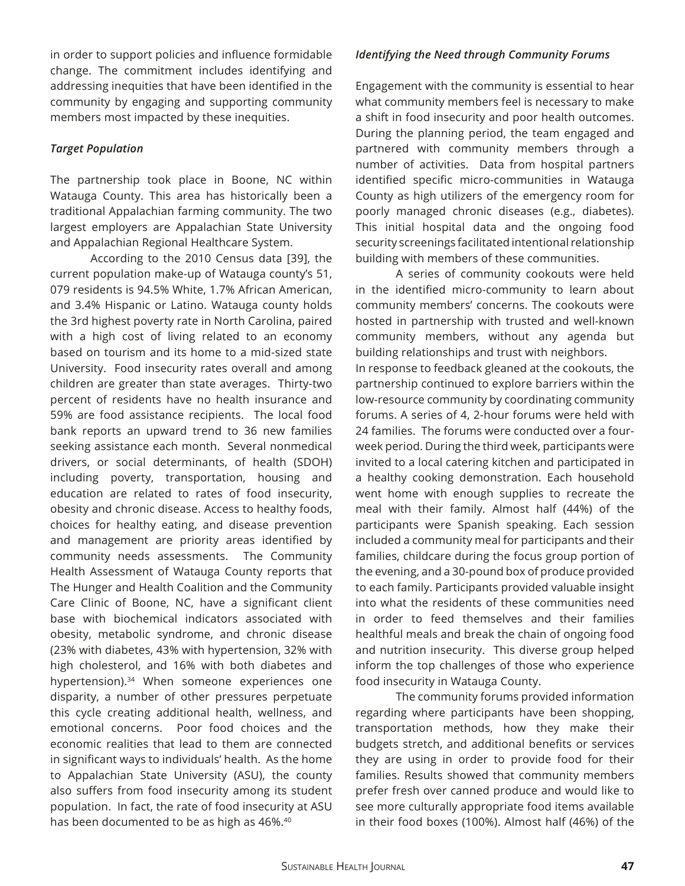in order to support policies and influence formidable change. The commitment includes identifying and addressing inequities that have been identified in the community by engaging and supporting community members most impacted by these inequities.

### *Target Population*

The partnership took place in Boone, NC within Watauga County. This area has historically been a traditional Appalachian farming community. The two largest employers are Appalachian State University and Appalachian Regional Healthcare System.

According to the 2010 Census data [39], the current population make-up of Watauga county's 51, 079 residents is 94.5% White, 1.7% African American, and 3.4% Hispanic or Latino. Watauga county holds the 3rd highest poverty rate in North Carolina, paired with a high cost of living related to an economy based on tourism and its home to a mid-sized state University. Food insecurity rates overall and among children are greater than state averages. Thirty-two percent of residents have no health insurance and 59% are food assistance recipients. The local food bank reports an upward trend to 36 new families seeking assistance each month. Several nonmedical drivers, or social determinants, of health (SDOH) including poverty, transportation, housing and education are related to rates of food insecurity, obesity and chronic disease. Access to healthy foods, choices for healthy eating, and disease prevention and management are priority areas identified by community needs assessments. The Community Health Assessment of Watauga County reports that The Hunger and Health Coalition and the Community Care Clinic of Boone, NC, have a significant client base with biochemical indicators associated with obesity, metabolic syndrome, and chronic disease (23% with diabetes, 43% with hypertension, 32% with high cholesterol, and 16% with both diabetes and hypertension).[34] When someone experiences one disparity, a number of other pressures perpetuate this cycle creating additional health, wellness, and emotional concerns. Poor food choices and the economic realities that lead to them are connected in significant ways to individuals' health. As the home to Appalachian State University (ASU), the county also suffers from food insecurity among its student population. In fact, the rate of food insecurity at ASU has been documented to be as high as 46%.[40]

### *Identifying the Need through Community Forums*

Engagement with the community is essential to hear what community members feel is necessary to make a shift in food insecurity and poor health outcomes. During the planning period, the team engaged and partnered with community members through a number of activities. Data from hospital partners identified specific micro-communities in Watauga County as high utilizers of the emergency room for poorly managed chronic diseases (e.g., diabetes). This initial hospital data and the ongoing food security screenings facilitated intentional relationship building with members of these communities.

A series of community cookouts were held in the identified micro-community to learn about community members' concerns. The cookouts were hosted in partnership with trusted and well-known community members, without any agenda but building relationships and trust with neighbors.
In response to feedback gleaned at the cookouts, the partnership continued to explore barriers within the low-resource community by coordinating community forums. A series of 4, 2-hour forums were held with 24 families. The forums were conducted over a four-week period. During the third week, participants were invited to a local catering kitchen and participated in a healthy cooking demonstration. Each household went home with enough supplies to recreate the meal with their family. Almost half (44%) of the participants were Spanish speaking. Each session included a community meal for participants and their families, childcare during the focus group portion of the evening, and a 30-pound box of produce provided to each family. Participants provided valuable insight into what the residents of these communities need in order to feed themselves and their families healthful meals and break the chain of ongoing food and nutrition insecurity. This diverse group helped inform the top challenges of those who experience food insecurity in Watauga County.

The community forums provided information regarding where participants have been shopping, transportation methods, how they make their budgets stretch, and additional benefits or services they are using in order to provide food for their families. Results showed that community members prefer fresh over canned produce and would like to see more culturally appropriate food items available in their food boxes (100%). Almost half (46%) of the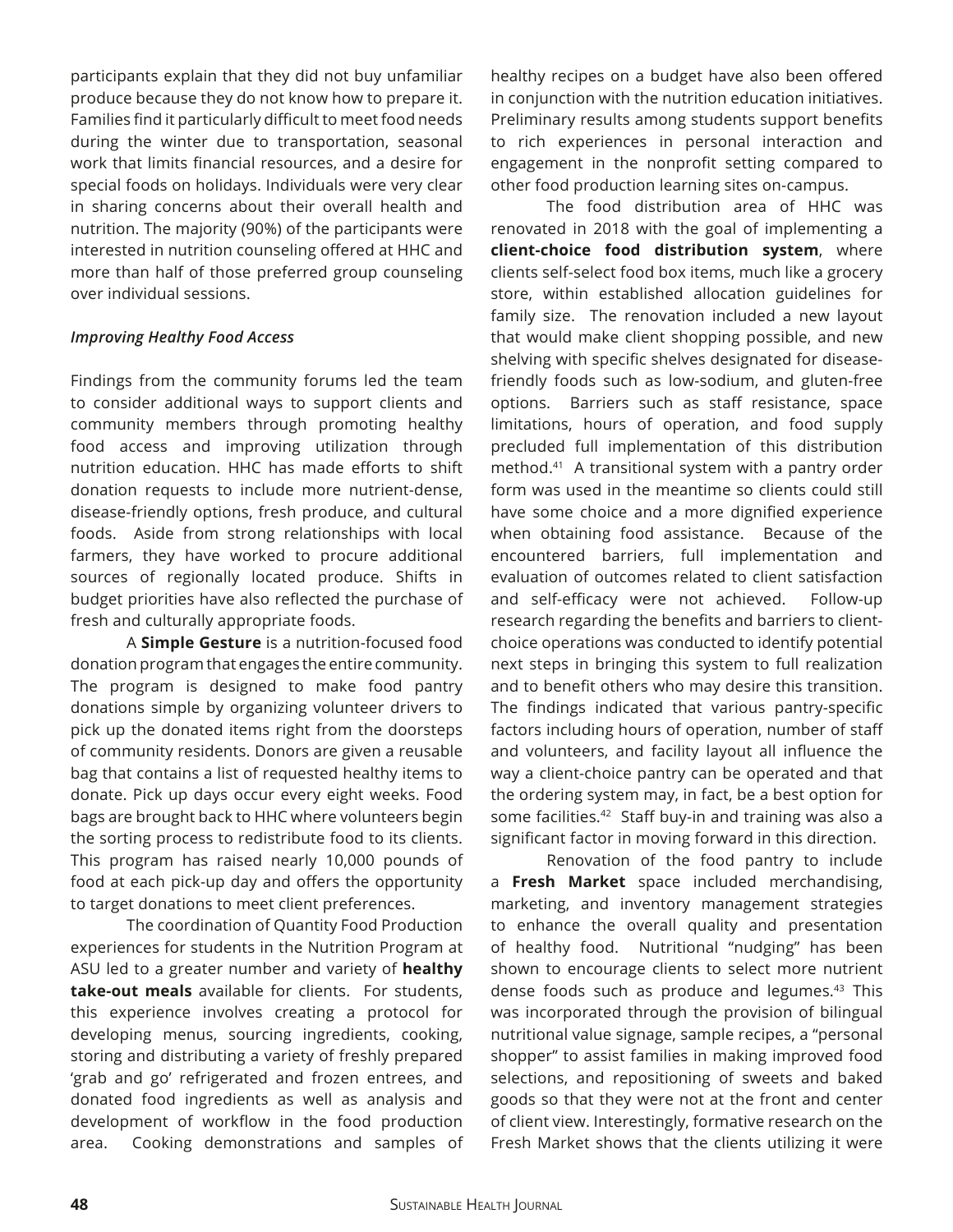participants explain that they did not buy unfamiliar produce because they do not know how to prepare it. Families find it particularly difficult to meet food needs during the winter due to transportation, seasonal work that limits financial resources, and a desire for special foods on holidays. Individuals were very clear in sharing concerns about their overall health and nutrition. The majority (90%) of the participants were interested in nutrition counseling offered at HHC and more than half of those preferred group counseling over individual sessions.

***Improving Healthy Food Access***

Findings from the community forums led the team to consider additional ways to support clients and community members through promoting healthy food access and improving utilization through nutrition education. HHC has made efforts to shift donation requests to include more nutrient-dense, disease-friendly options, fresh produce, and cultural foods. Aside from strong relationships with local farmers, they have worked to procure additional sources of regionally located produce. Shifts in budget priorities have also reflected the purchase of fresh and culturally appropriate foods.

A **Simple Gesture** is a nutrition-focused food donation program that engages the entire community. The program is designed to make food pantry donations simple by organizing volunteer drivers to pick up the donated items right from the doorsteps of community residents. Donors are given a reusable bag that contains a list of requested healthy items to donate. Pick up days occur every eight weeks. Food bags are brought back to HHC where volunteers begin the sorting process to redistribute food to its clients. This program has raised nearly 10,000 pounds of food at each pick-up day and offers the opportunity to target donations to meet client preferences.

The coordination of Quantity Food Production experiences for students in the Nutrition Program at ASU led to a greater number and variety of **healthy take-out meals** available for clients. For students, this experience involves creating a protocol for developing menus, sourcing ingredients, cooking, storing and distributing a variety of freshly prepared 'grab and go' refrigerated and frozen entrees, and donated food ingredients as well as analysis and development of workflow in the food production area. Cooking demonstrations and samples of healthy recipes on a budget have also been offered in conjunction with the nutrition education initiatives. Preliminary results among students support benefits to rich experiences in personal interaction and engagement in the nonprofit setting compared to other food production learning sites on-campus.

The food distribution area of HHC was renovated in 2018 with the goal of implementing a **client-choice food distribution system**, where clients self-select food box items, much like a grocery store, within established allocation guidelines for family size. The renovation included a new layout that would make client shopping possible, and new shelving with specific shelves designated for disease-friendly foods such as low-sodium, and gluten-free options. Barriers such as staff resistance, space limitations, hours of operation, and food supply precluded full implementation of this distribution method.[41] A transitional system with a pantry order form was used in the meantime so clients could still have some choice and a more dignified experience when obtaining food assistance. Because of the encountered barriers, full implementation and evaluation of outcomes related to client satisfaction and self-efficacy were not achieved. Follow-up research regarding the benefits and barriers to client-choice operations was conducted to identify potential next steps in bringing this system to full realization and to benefit others who may desire this transition. The findings indicated that various pantry-specific factors including hours of operation, number of staff and volunteers, and facility layout all influence the way a client-choice pantry can be operated and that the ordering system may, in fact, be a best option for some facilities.[42] Staff buy-in and training was also a significant factor in moving forward in this direction.

Renovation of the food pantry to include a **Fresh Market** space included merchandising, marketing, and inventory management strategies to enhance the overall quality and presentation of healthy food. Nutritional "nudging" has been shown to encourage clients to select more nutrient dense foods such as produce and legumes.[43] This was incorporated through the provision of bilingual nutritional value signage, sample recipes, a "personal shopper" to assist families in making improved food selections, and repositioning of sweets and baked goods so that they were not at the front and center of client view. Interestingly, formative research on the Fresh Market shows that the clients utilizing it were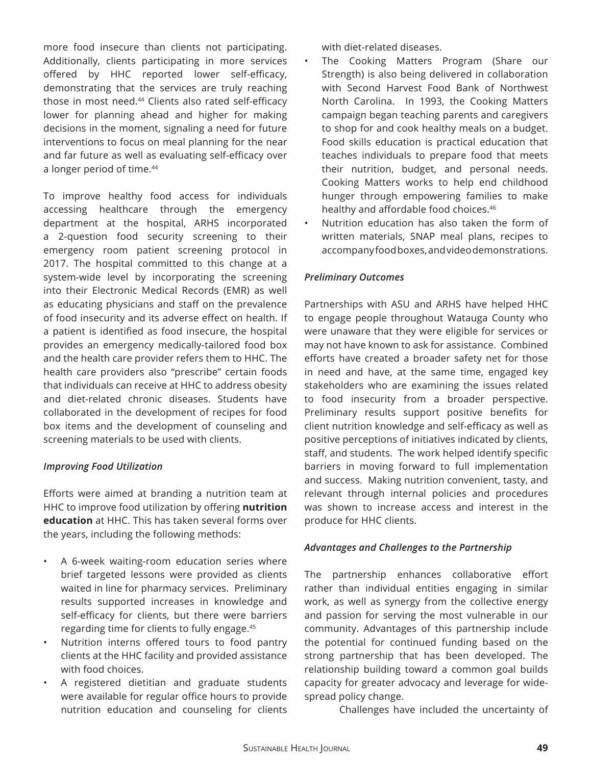more food insecure than clients not participating. Additionally, clients participating in more services offered by HHC reported lower self-efficacy, demonstrating that the services are truly reaching those in most need.[44] Clients also rated self-efficacy lower for planning ahead and higher for making decisions in the moment, signaling a need for future interventions to focus on meal planning for the near and far future as well as evaluating self-efficacy over a longer period of time.[44]

To improve healthy food access for individuals accessing healthcare through the emergency department at the hospital, ARHS incorporated a 2-question food security screening to their emergency room patient screening protocol in 2017. The hospital committed to this change at a system-wide level by incorporating the screening into their Electronic Medical Records (EMR) as well as educating physicians and staff on the prevalence of food insecurity and its adverse effect on health. If a patient is identified as food insecure, the hospital provides an emergency medically-tailored food box and the health care provider refers them to HHC. The health care providers also "prescribe" certain foods that individuals can receive at HHC to address obesity and diet-related chronic diseases. Students have collaborated in the development of recipes for food box items and the development of counseling and screening materials to be used with clients.

*Improving Food Utilization*

Efforts were aimed at branding a nutrition team at HHC to improve food utilization by offering **nutrition education** at HHC. This has taken several forms over the years, including the following methods:

- A 6-week waiting-room education series where brief targeted lessons were provided as clients waited in line for pharmacy services. Preliminary results supported increases in knowledge and self-efficacy for clients, but there were barriers regarding time for clients to fully engage.[45]
- Nutrition interns offered tours to food pantry clients at the HHC facility and provided assistance with food choices.
- A registered dietitian and graduate students were available for regular office hours to provide nutrition education and counseling for clients with diet-related diseases.
- The Cooking Matters Program (Share our Strength) is also being delivered in collaboration with Second Harvest Food Bank of Northwest North Carolina. In 1993, the Cooking Matters campaign began teaching parents and caregivers to shop for and cook healthy meals on a budget. Food skills education is practical education that teaches individuals to prepare food that meets their nutrition, budget, and personal needs. Cooking Matters works to help end childhood hunger through empowering families to make healthy and affordable food choices.[46]
- Nutrition education has also taken the form of written materials, SNAP meal plans, recipes to accompany food boxes, and video demonstrations.

*Preliminary Outcomes*

Partnerships with ASU and ARHS have helped HHC to engage people throughout Watauga County who were unaware that they were eligible for services or may not have known to ask for assistance. Combined efforts have created a broader safety net for those in need and have, at the same time, engaged key stakeholders who are examining the issues related to food insecurity from a broader perspective. Preliminary results support positive benefits for client nutrition knowledge and self-efficacy as well as positive perceptions of initiatives indicated by clients, staff, and students. The work helped identify specific barriers in moving forward to full implementation and success. Making nutrition convenient, tasty, and relevant through internal policies and procedures was shown to increase access and interest in the produce for HHC clients.

*Advantages and Challenges to the Partnership*

The partnership enhances collaborative effort rather than individual entities engaging in similar work, as well as synergy from the collective energy and passion for serving the most vulnerable in our community. Advantages of this partnership include the potential for continued funding based on the strong partnership that has been developed. The relationship building toward a common goal builds capacity for greater advocacy and leverage for wide-spread policy change.

Challenges have included the uncertainty of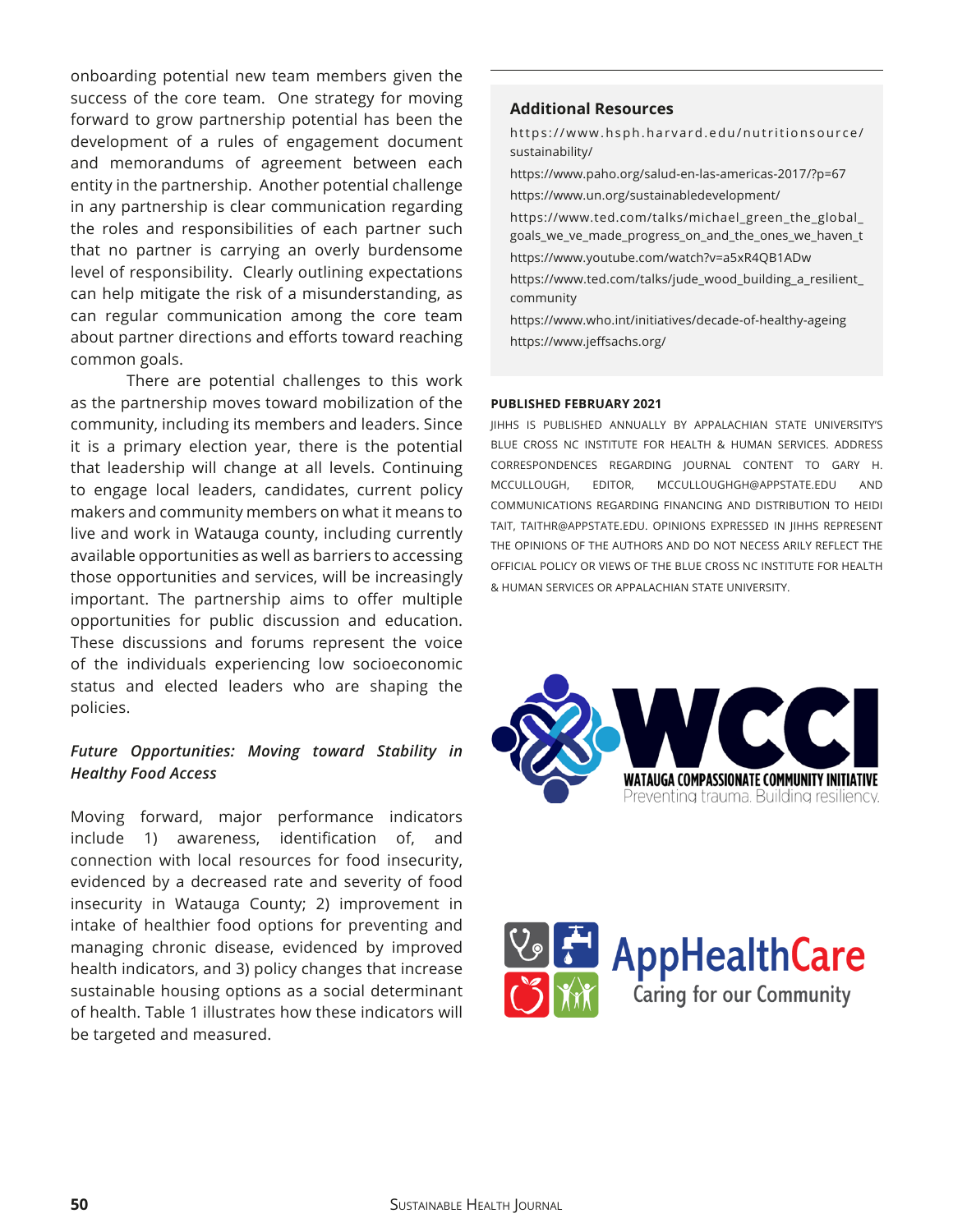onboarding potential new team members given the success of the core team. One strategy for moving forward to grow partnership potential has been the development of a rules of engagement document and memorandums of agreement between each entity in the partnership. Another potential challenge in any partnership is clear communication regarding the roles and responsibilities of each partner such that no partner is carrying an overly burdensome level of responsibility. Clearly outlining expectations can help mitigate the risk of a misunderstanding, as can regular communication among the core team about partner directions and efforts toward reaching common goals.

There are potential challenges to this work as the partnership moves toward mobilization of the community, including its members and leaders. Since it is a primary election year, there is the potential that leadership will change at all levels. Continuing to engage local leaders, candidates, current policy makers and community members on what it means to live and work in Watauga county, including currently available opportunities as well as barriers to accessing those opportunities and services, will be increasingly important. The partnership aims to offer multiple opportunities for public discussion and education. These discussions and forums represent the voice of the individuals experiencing low socioeconomic status and elected leaders who are shaping the policies.

### *Future Opportunities: Moving toward Stability in Healthy Food Access*

Moving forward, major performance indicators include 1) awareness, identification of, and connection with local resources for food insecurity, evidenced by a decreased rate and severity of food insecurity in Watauga County; 2) improvement in intake of healthier food options for preventing and managing chronic disease, evidenced by improved health indicators, and 3) policy changes that increase sustainable housing options as a social determinant of health. Table 1 illustrates how these indicators will be targeted and measured.

### Additional Resources

https://www.hsph.harvard.edu/nutritionsource/sustainability/

https://www.paho.org/salud-en-las-americas-2017/?p=67

https://www.un.org/sustainabledevelopment/

https://www.ted.com/talks/michael_green_the_global_goals_we_ve_made_progress_on_and_the_ones_we_haven_t

https://www.youtube.com/watch?v=a5xR4QB1ADw

https://www.ted.com/talks/jude_wood_building_a_resilient_community

https://www.who.int/initiatives/decade-of-healthy-ageing

https://www.jeffsachs.org/

**PUBLISHED FEBRUARY 2021**

JIHHS IS PUBLISHED ANNUALLY BY APPALACHIAN STATE UNIVERSITY'S BLUE CROSS NC INSTITUTE FOR HEALTH & HUMAN SERVICES. ADDRESS CORRESPONDENCES REGARDING JOURNAL CONTENT TO GARY H. MCCULLOUGH, EDITOR, MCCULLOUGHGH@APPSTATE.EDU AND COMMUNICATIONS REGARDING FINANCING AND DISTRIBUTION TO HEIDI TAIT, TAITHR@APPSTATE.EDU. OPINIONS EXPRESSED IN JIHHS REPRESENT THE OPINIONS OF THE AUTHORS AND DO NOT NECESS ARILY REFLECT THE OFFICIAL POLICY OR VIEWS OF THE BLUE CROSS NC INSTITUTE FOR HEALTH & HUMAN SERVICES OR APPALACHIAN STATE UNIVERSITY.

WCCI
WATAUGA COMPASSIONATE COMMUNITY INITIATIVE
Preventing trauma. Building resiliency.

AppHealthCare
Caring for our Community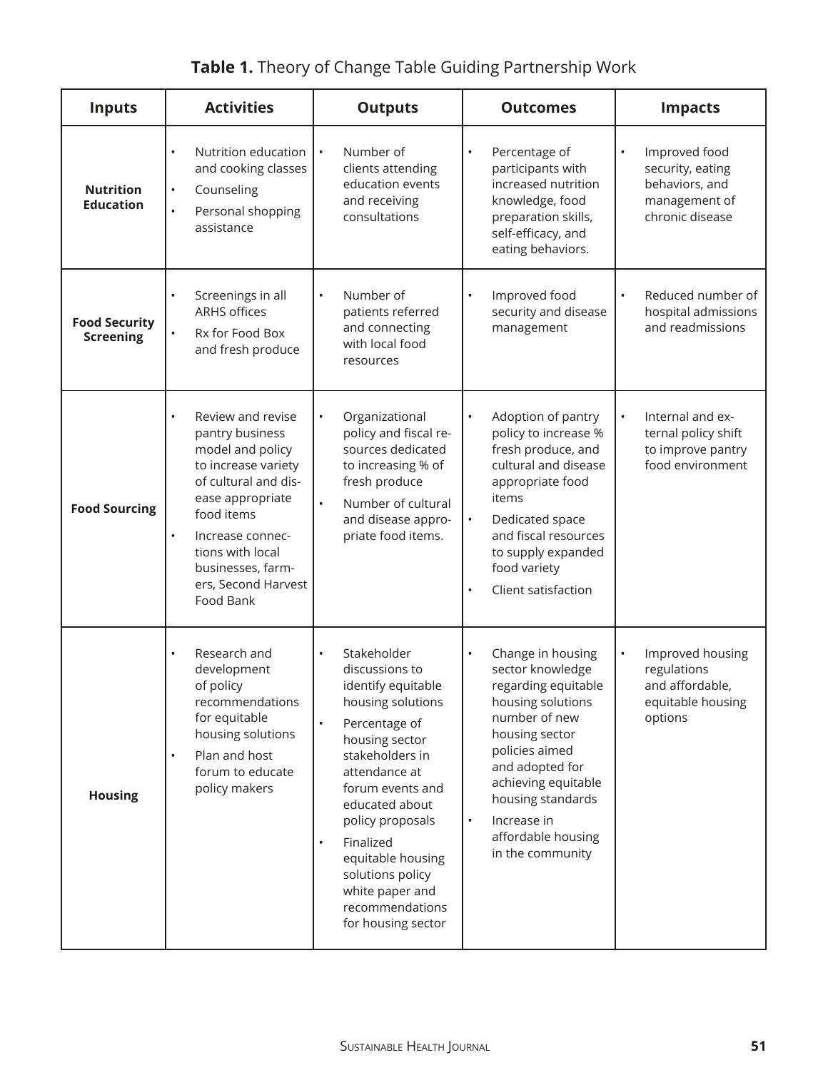**Table 1.** Theory of Change Table Guiding Partnership Work

| Inputs | Activities | Outputs | Outcomes | Impacts |
|---|---|---|---|---|
| **Nutrition Education** | • Nutrition education and cooking classes<br>• Counseling<br>• Personal shopping assistance | • Number of clients attending education events and receiving consultations | • Percentage of participants with increased nutrition knowledge, food preparation skills, self-efficacy, and eating behaviors. | • Improved food security, eating behaviors, and management of chronic disease |
| **Food Security Screening** | • Screenings in all ARHS offices<br>• Rx for Food Box and fresh produce | • Number of patients referred and connecting with local food resources | • Improved food security and disease management | • Reduced number of hospital admissions and readmissions |
| **Food Sourcing** | • Review and revise pantry business model and policy to increase variety of cultural and disease appropriate food items<br>• Increase connections with local businesses, farmers, Second Harvest Food Bank | • Organizational policy and fiscal resources dedicated to increasing % of fresh produce<br>• Number of cultural and disease appropriate food items. | • Adoption of pantry policy to increase % fresh produce, and cultural and disease appropriate food items<br>• Dedicated space and fiscal resources to supply expanded food variety<br>• Client satisfaction | • Internal and external policy shift to improve pantry food environment |
| **Housing** | • Research and development of policy recommendations for equitable housing solutions<br>• Plan and host forum to educate policy makers | • Stakeholder discussions to identify equitable housing solutions<br>• Percentage of housing sector stakeholders in attendance at forum events and educated about policy proposals<br>• Finalized equitable housing solutions policy white paper and recommendations for housing sector | • Change in housing sector knowledge regarding equitable housing solutions number of new housing sector policies aimed and adopted for achieving equitable housing standards<br>• Increase in affordable housing in the community | • Improved housing regulations and affordable, equitable housing options |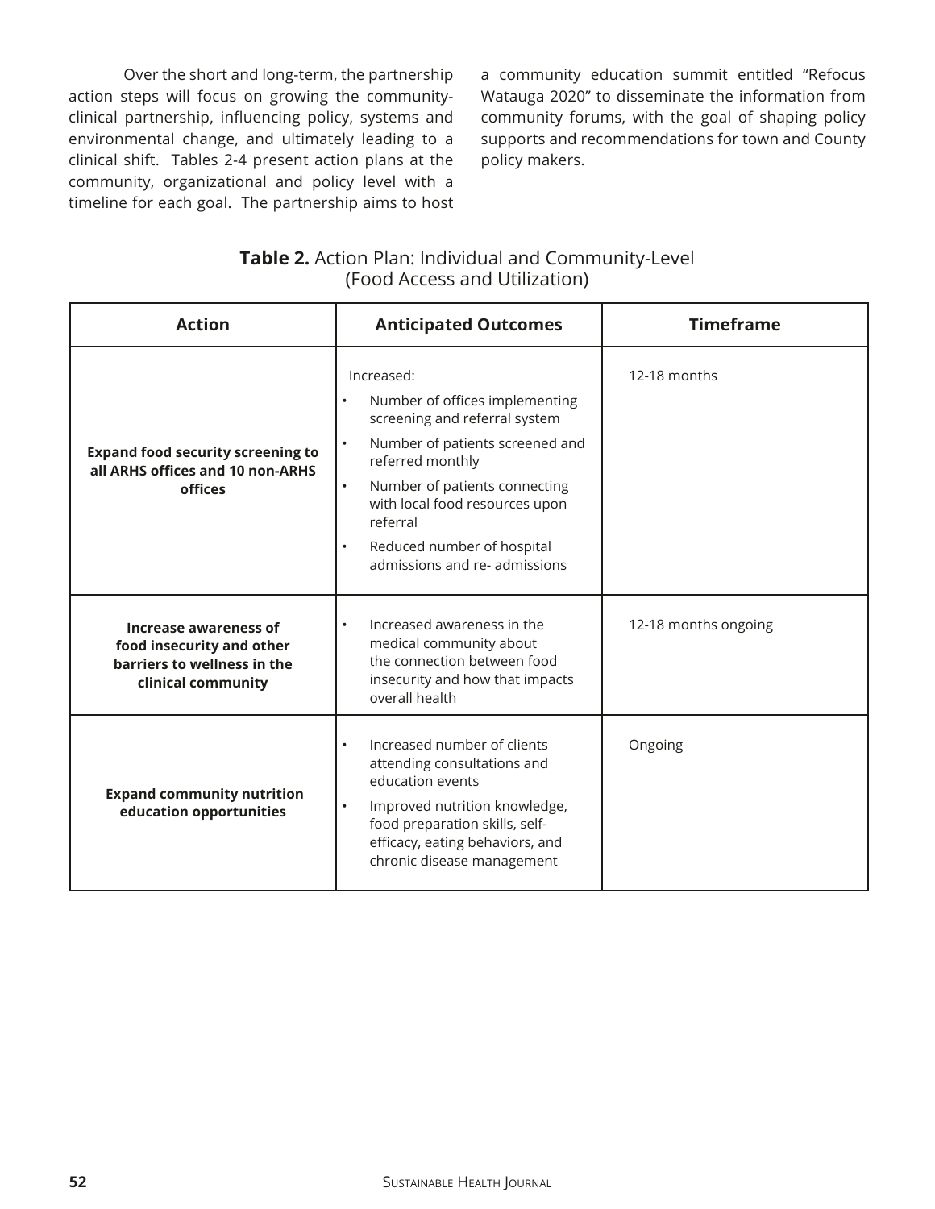Over the short and long-term, the partnership action steps will focus on growing the community-clinical partnership, influencing policy, systems and environmental change, and ultimately leading to a clinical shift. Tables 2-4 present action plans at the community, organizational and policy level with a timeline for each goal. The partnership aims to host a community education summit entitled "Refocus Watauga 2020" to disseminate the information from community forums, with the goal of shaping policy supports and recommendations for town and County policy makers.

**Table 2.** Action Plan: Individual and Community-Level (Food Access and Utilization)

| Action | Anticipated Outcomes | Timeframe |
|---|---|---|
| **Expand food security screening to all ARHS offices and 10 non-ARHS offices** | Increased:<br>• Number of offices implementing screening and referral system<br>• Number of patients screened and referred monthly<br>• Number of patients connecting with local food resources upon referral<br>• Reduced number of hospital admissions and re- admissions | 12-18 months |
| **Increase awareness of food insecurity and other barriers to wellness in the clinical community** | • Increased awareness in the medical community about the connection between food insecurity and how that impacts overall health | 12-18 months ongoing |
| **Expand community nutrition education opportunities** | • Increased number of clients attending consultations and education events<br>• Improved nutrition knowledge, food preparation skills, self-efficacy, eating behaviors, and chronic disease management | Ongoing |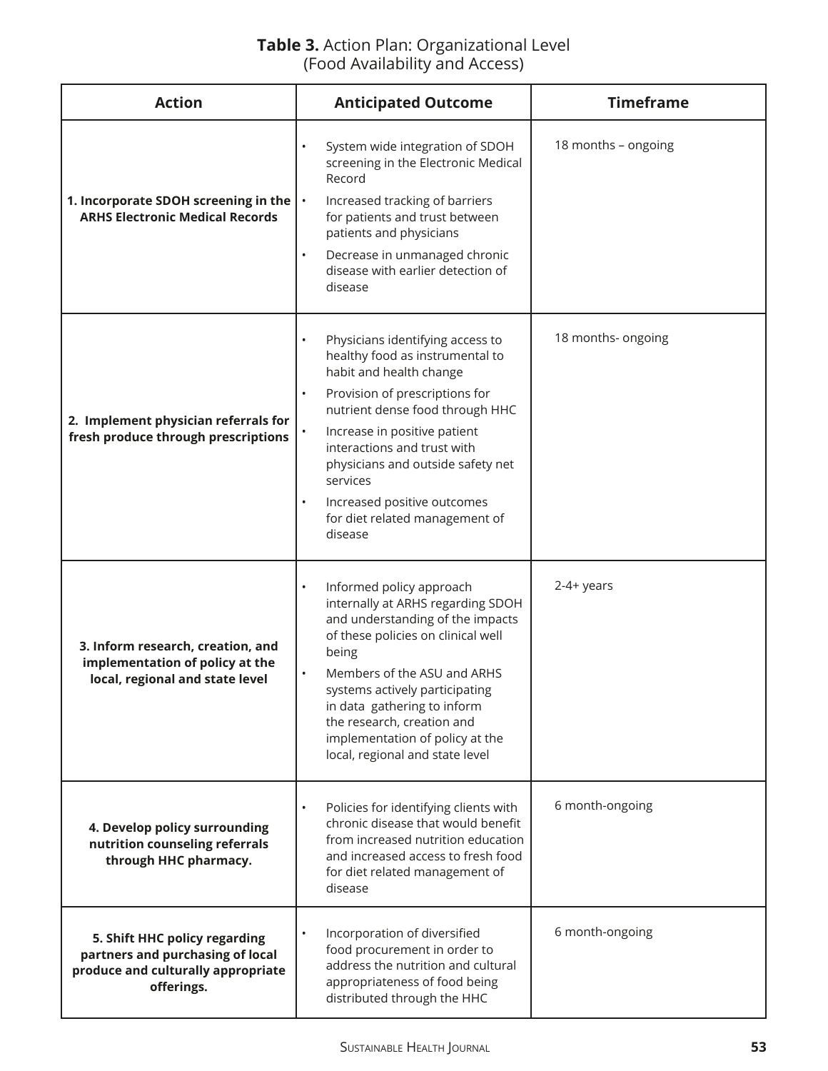**Table 3.** Action Plan: Organizational Level (Food Availability and Access)

| Action | Anticipated Outcome | Timeframe |
|---|---|---|
| **1. Incorporate SDOH screening in the ARHS Electronic Medical Records** | • System wide integration of SDOH screening in the Electronic Medical Record<br>• Increased tracking of barriers for patients and trust between patients and physicians<br>• Decrease in unmanaged chronic disease with earlier detection of disease | 18 months – ongoing |
| **2. Implement physician referrals for fresh produce through prescriptions** | • Physicians identifying access to healthy food as instrumental to habit and health change<br>• Provision of prescriptions for nutrient dense food through HHC<br>• Increase in positive patient interactions and trust with physicians and outside safety net services<br>• Increased positive outcomes for diet related management of disease | 18 months- ongoing |
| **3. Inform research, creation, and implementation of policy at the local, regional and state level** | • Informed policy approach internally at ARHS regarding SDOH and understanding of the impacts of these policies on clinical well being<br>• Members of the ASU and ARHS systems actively participating in data gathering to inform the research, creation and implementation of policy at the local, regional and state level | 2-4+ years |
| **4. Develop policy surrounding nutrition counseling referrals through HHC pharmacy.** | • Policies for identifying clients with chronic disease that would benefit from increased nutrition education and increased access to fresh food for diet related management of disease | 6 month-ongoing |
| **5. Shift HHC policy regarding partners and purchasing of local produce and culturally appropriate offerings.** | • Incorporation of diversified food procurement in order to address the nutrition and cultural appropriateness of food being distributed through the HHC | 6 month-ongoing |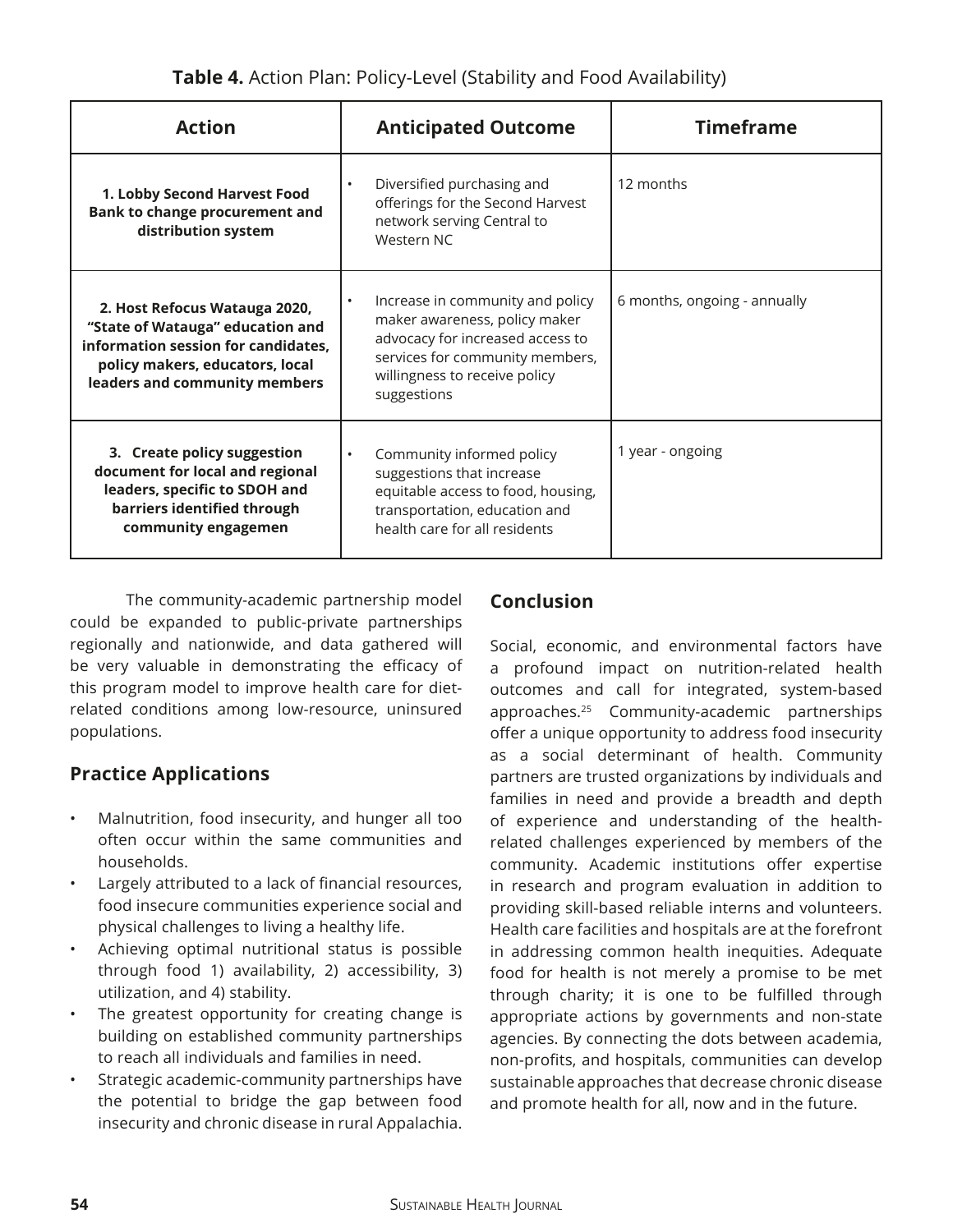**Table 4.** Action Plan: Policy-Level (Stability and Food Availability)

| Action | Anticipated Outcome | Timeframe |
| --- | --- | --- |
| **1. Lobby Second Harvest Food Bank to change procurement and distribution system** | • Diversified purchasing and offerings for the Second Harvest network serving Central to Western NC | 12 months |
| **2. Host Refocus Watauga 2020, "State of Watauga" education and information session for candidates, policy makers, educators, local leaders and community members** | • Increase in community and policy maker awareness, policy maker advocacy for increased access to services for community members, willingness to receive policy suggestions | 6 months, ongoing - annually |
| **3. Create policy suggestion document for local and regional leaders, specific to SDOH and barriers identified through community engagemen** | • Community informed policy suggestions that increase equitable access to food, housing, transportation, education and health care for all residents | 1 year - ongoing |

The community-academic partnership model could be expanded to public-private partnerships regionally and nationwide, and data gathered will be very valuable in demonstrating the efficacy of this program model to improve health care for diet-related conditions among low-resource, uninsured populations.

## Practice Applications

- Malnutrition, food insecurity, and hunger all too often occur within the same communities and households.
- Largely attributed to a lack of financial resources, food insecure communities experience social and physical challenges to living a healthy life.
- Achieving optimal nutritional status is possible through food 1) availability, 2) accessibility, 3) utilization, and 4) stability.
- The greatest opportunity for creating change is building on established community partnerships to reach all individuals and families in need.
- Strategic academic-community partnerships have the potential to bridge the gap between food insecurity and chronic disease in rural Appalachia.

## Conclusion

Social, economic, and environmental factors have a profound impact on nutrition-related health outcomes and call for integrated, system-based approaches.[25] Community-academic partnerships offer a unique opportunity to address food insecurity as a social determinant of health. Community partners are trusted organizations by individuals and families in need and provide a breadth and depth of experience and understanding of the health-related challenges experienced by members of the community. Academic institutions offer expertise in research and program evaluation in addition to providing skill-based reliable interns and volunteers. Health care facilities and hospitals are at the forefront in addressing common health inequities. Adequate food for health is not merely a promise to be met through charity; it is one to be fulfilled through appropriate actions by governments and non-state agencies. By connecting the dots between academia, non-profits, and hospitals, communities can develop sustainable approaches that decrease chronic disease and promote health for all, now and in the future.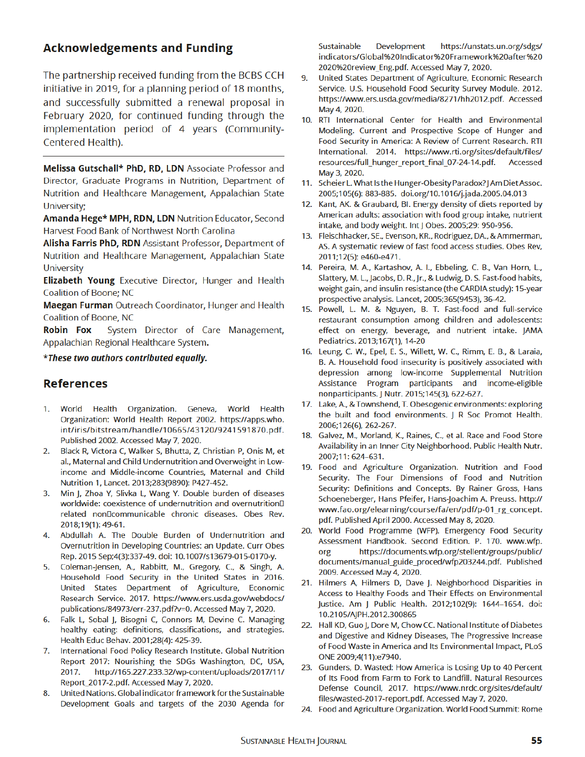## Acknowledgements and Funding

The partnership received funding from the BCBS CCH initiative in 2019, for a planning period of 18 months, and successfully submitted a renewal proposal in February 2020, for continued funding through the implementation period of 4 years (Community-Centered Health).

---

**Melissa Gutschall* PhD, RD, LDN** Associate Professor and Director, Graduate Programs in Nutrition, Department of Nutrition and Healthcare Management, Appalachian State University;

**Amanda Hege* MPH, RDN, LDN** Nutrition Educator, Second Harvest Food Bank of Northwest North Carolina

**Alisha Farris PhD, RDN** Assistant Professor, Department of Nutrition and Healthcare Management, Appalachian State University

**Elizabeth Young** Executive Director, Hunger and Health Coalition of Boone; NC

**Maegan Furman** Outreach Coordinator, Hunger and Health Coalition of Boone, NC

**Robin Fox** System Director of Care Management, Appalachian Regional Healthcare System.

***These two authors contributed equally.***

## References

1. World Health Organization. Geneva, World Health Organization: World Health Report 2002. https://apps.who.int/iris/bitstream/handle/10665/43120/9241591870.pdf. Published 2002. Accessed May 7, 2020.
2. Black R, Victora C, Walker S, Bhutta, Z, Christian P, Onis M, et al., Maternal and Child Undernutrition and Overweight in Low-income and Middle-income Countries, Maternal and Child Nutrition 1, Lancet. 2013;283(9890): P427-452.
3. Min J, Zhoa Y, Slivka L, Wang Y. Double burden of diseases worldwide: coexistence of undernutrition and overnutrition related non communicable chronic diseases. Obes Rev. 2018;19(1): 49-61.
4. Abdullah A. The Double Burden of Undernutrition and Overnutrition in Developing Countries: an Update. Curr Obes Rep. 2015 Sep;4(3):337-49. doi: 10.1007/s13679-015-0170-y.
5. Coleman-Jensen, A., Rabbitt, M., Gregory, C., & Singh, A. Household Food Security in the United States in 2016. United States Department of Agriculture, Economic Research Service. 2017. https://www.ers.usda.gov/webdocs/publications/84973/err-237.pdf?v=0. Accessed May 7, 2020.
6. Falk L, Sobal J, Bisogni C, Connors M, Devine C. Managing healthy eating: definitions, classifications, and strategies. Health Educ Behav. 2001;28(4): 425-39.
7. International Food Policy Research Institute. Global Nutrition Report 2017: Nourishing the SDGs Washington, DC, USA, 2017. http://165.227.233.32/wp-content/uploads/2017/11/Report_2017-2.pdf. Accessed May 7, 2020.
8. United Nations. Global indicator framework for the Sustainable Development Goals and targets of the 2030 Agenda for Sustainable Development https://unstats.un.org/sdgs/indicators/Global%20Indicator%20Framework%20after%202020%20review_Eng.pdf. Accessed May 7, 2020.
9. United States Department of Agriculture, Economic Research Service. U.S. Household Food Security Survey Module. 2012. https://www.ers.usda.gov/media/8271/hh2012.pdf. Accessed May 4, 2020.
10. RTI International Center for Health and Environmental Modeling. Current and Prospective Scope of Hunger and Food Security in America: A Review of Current Research. RTI International. 2014. https://www.rti.org/sites/default/files/resources/full_hunger_report_final_07-24-14.pdf. Accessed May 3, 2020.
11. Scheier L. What Is the Hunger-Obesity Paradox? J Am Diet Assoc. 2005;105(6): 883-885. doi.org/10.1016/j.jada.2005.04.013
12. Kant, AK. & Graubard, BI. Energy density of diets reported by American adults: association with food group intake, nutrient intake, and body weight. Int J Obes. 2005;29: 950-956.
13. Fleischhacker, SE., Evenson, KR., Rodriguez, DA., & Ammerman, AS. A systematic review of fast food access studies. Obes Rev, 2011;12(5): e460-e471.
14. Pereira, M. A., Kartashov, A. I., Ebbeling, C. B., Van Horn, L., Slattery, M. L., Jacobs, D. R., Jr., & Ludwig, D. S. Fast-food habits, weight gain, and insulin resistance (the CARDIA study): 15-year prospective analysis. Lancet, 2005;365(9453), 36-42.
15. Powell, L. M. & Nguyen, B. T. Fast-food and full-service restaurant consumption among children and adolescents: effect on energy, beverage, and nutrient intake. JAMA Pediatrics. 2013;167(1), 14-20
16. Leung, C. W., Epel, E. S., Willett, W. C., Rimm, E. B., & Laraia, B. A. Household food insecurity is positively associated with depression among low-income Supplemental Nutrition Assistance Program participants and income-eligible nonparticipants. J Nutr. 2015;145(3), 622-627.
17. Lake, A., & Townshend, T. Obesogenic environments: exploring the built and food environments. J R Soc Promot Health. 2006;126(6), 262-267.
18. Galvez, M., Morland, K., Raines, C., et al. Race and Food Store Availability in an Inner City Neighborhood. Public Health Nutr. 2007;11: 624–631.
19. Food and Agriculture Organization. Nutrition and Food Security. The Four Dimensions of Food and Nutrition Security: Definitions and Concepts. By Rainer Gross, Hans Schoeneberger, Hans Pfeifer, Hans-Joachim A. Preuss. http://www.fao.org/elearning/course/fa/en/pdf/p-01_rg_concept.pdf. Published April 2000. Accessed May 8, 2020.
20. World Food Programme (WFP). Emergency Food Security Assessment Handbook. Second Edition. P. 170. www.wfp.org https://documents.wfp.org/stellent/groups/public/documents/manual_guide_proced/wfp203244.pdf. Published 2009. Accessed May 4, 2020.
21. Hilmers A, Hilmers D, Dave J. Neighborhood Disparities in Access to Healthy Foods and Their Effects on Environmental Justice. Am J Public Health. 2012;102(9): 1644–1654. doi: 10.2105/AJPH.2012.300865
22. Hall KD, Guo J, Dore M, Chow CC. National Institute of Diabetes and Digestive and Kidney Diseases, The Progressive Increase of Food Waste in America and Its Environmental Impact, PLoS ONE 2009;4(11):e7940.
23. Gunders, D. Wasted: How America is Losing Up to 40 Percent of Its Food from Farm to Fork to Landfill. Natural Resources Defense Council, 2017. https://www.nrdc.org/sites/default/files/wasted-2017-report.pdf. Accessed May 7, 2020.
24. Food and Agriculture Organization. World Food Summit: Rome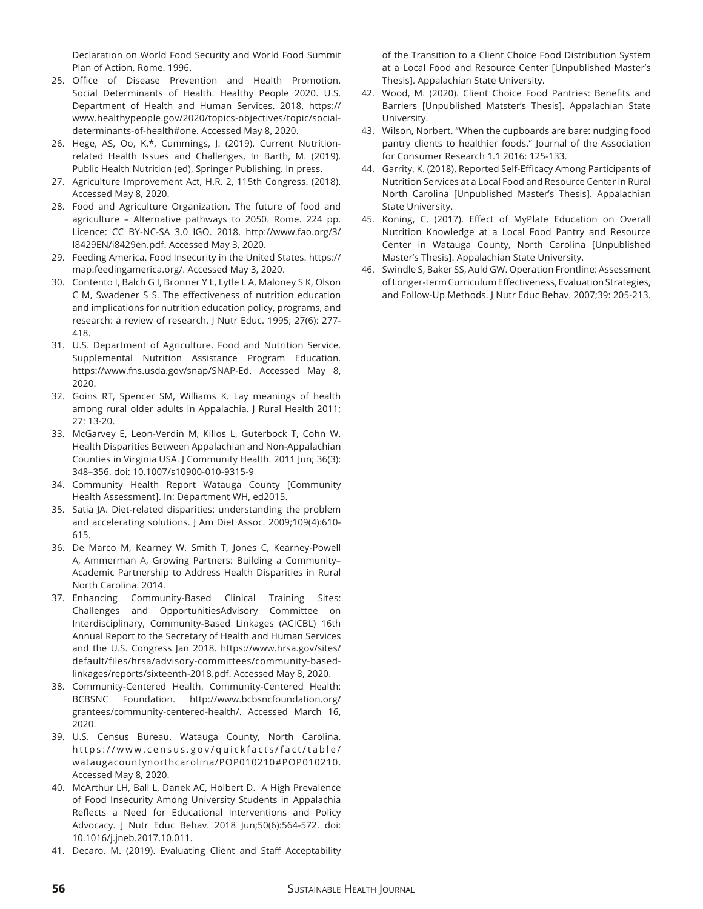Declaration on World Food Security and World Food Summit Plan of Action. Rome. 1996.

25. Office of Disease Prevention and Health Promotion. Social Determinants of Health. Healthy People 2020. U.S. Department of Health and Human Services. 2018. https://www.healthypeople.gov/2020/topics-objectives/topic/social-determinants-of-health#one. Accessed May 8, 2020.
26. Hege, AS, Oo, K.*, Cummings, J. (2019). Current Nutrition-related Health Issues and Challenges, In Barth, M. (2019). Public Health Nutrition (ed), Springer Publishing. In press.
27. Agriculture Improvement Act, H.R. 2, 115th Congress. (2018). Accessed May 8, 2020.
28. Food and Agriculture Organization. The future of food and agriculture – Alternative pathways to 2050. Rome. 224 pp. Licence: CC BY-NC-SA 3.0 IGO. 2018. http://www.fao.org/3/I8429EN/i8429en.pdf. Accessed May 3, 2020.
29. Feeding America. Food Insecurity in the United States. https://map.feedingamerica.org/. Accessed May 3, 2020.
30. Contento I, Balch G I, Bronner Y L, Lytle L A, Maloney S K, Olson C M, Swadener S S. The effectiveness of nutrition education and implications for nutrition education policy, programs, and research: a review of research. J Nutr Educ. 1995; 27(6): 277-418.
31. U.S. Department of Agriculture. Food and Nutrition Service. Supplemental Nutrition Assistance Program Education. https://www.fns.usda.gov/snap/SNAP-Ed. Accessed May 8, 2020.
32. Goins RT, Spencer SM, Williams K. Lay meanings of health among rural older adults in Appalachia. J Rural Health 2011; 27: 13-20.
33. McGarvey E, Leon-Verdin M, Killos L, Guterbock T, Cohn W. Health Disparities Between Appalachian and Non-Appalachian Counties in Virginia USA. J Community Health. 2011 Jun; 36(3): 348–356. doi: 10.1007/s10900-010-9315-9
34. Community Health Report Watauga County [Community Health Assessment]. In: Department WH, ed2015.
35. Satia JA. Diet-related disparities: understanding the problem and accelerating solutions. J Am Diet Assoc. 2009;109(4):610-615.
36. De Marco M, Kearney W, Smith T, Jones C, Kearney-Powell A, Ammerman A, Growing Partners: Building a Community–Academic Partnership to Address Health Disparities in Rural North Carolina. 2014.
37. Enhancing Community-Based Clinical Training Sites: Challenges and OpportunitiesAdvisory Committee on Interdisciplinary, Community-Based Linkages (ACICBL) 16th Annual Report to the Secretary of Health and Human Services and the U.S. Congress Jan 2018. https://www.hrsa.gov/sites/default/files/hrsa/advisory-committees/community-based-linkages/reports/sixteenth-2018.pdf. Accessed May 8, 2020.
38. Community-Centered Health. Community-Centered Health: BCBSNC Foundation. http://www.bcbsncfoundation.org/grantees/community-centered-health/. Accessed March 16, 2020.
39. U.S. Census Bureau. Watauga County, North Carolina. https://www.census.gov/quickfacts/fact/table/wataugacountynorthcarolina/POP010210#POP010210. Accessed May 8, 2020.
40. McArthur LH, Ball L, Danek AC, Holbert D. A High Prevalence of Food Insecurity Among University Students in Appalachia Reflects a Need for Educational Interventions and Policy Advocacy. J Nutr Educ Behav. 2018 Jun;50(6):564-572. doi: 10.1016/j.jneb.2017.10.011.
41. Decaro, M. (2019). Evaluating Client and Staff Acceptability of the Transition to a Client Choice Food Distribution System at a Local Food and Resource Center [Unpublished Master's Thesis]. Appalachian State University.
42. Wood, M. (2020). Client Choice Food Pantries: Benefits and Barriers [Unpublished Matster's Thesis]. Appalachian State University.
43. Wilson, Norbert. "When the cupboards are bare: nudging food pantry clients to healthier foods." Journal of the Association for Consumer Research 1.1 2016: 125-133.
44. Garrity, K. (2018). Reported Self-Efficacy Among Participants of Nutrition Services at a Local Food and Resource Center in Rural North Carolina [Unpublished Master's Thesis]. Appalachian State University.
45. Koning, C. (2017). Effect of MyPlate Education on Overall Nutrition Knowledge at a Local Food Pantry and Resource Center in Watauga County, North Carolina [Unpublished Master's Thesis]. Appalachian State University.
46. Swindle S, Baker SS, Auld GW. Operation Frontline: Assessment of Longer-term Curriculum Effectiveness, Evaluation Strategies, and Follow-Up Methods. J Nutr Educ Behav. 2007;39: 205-213.